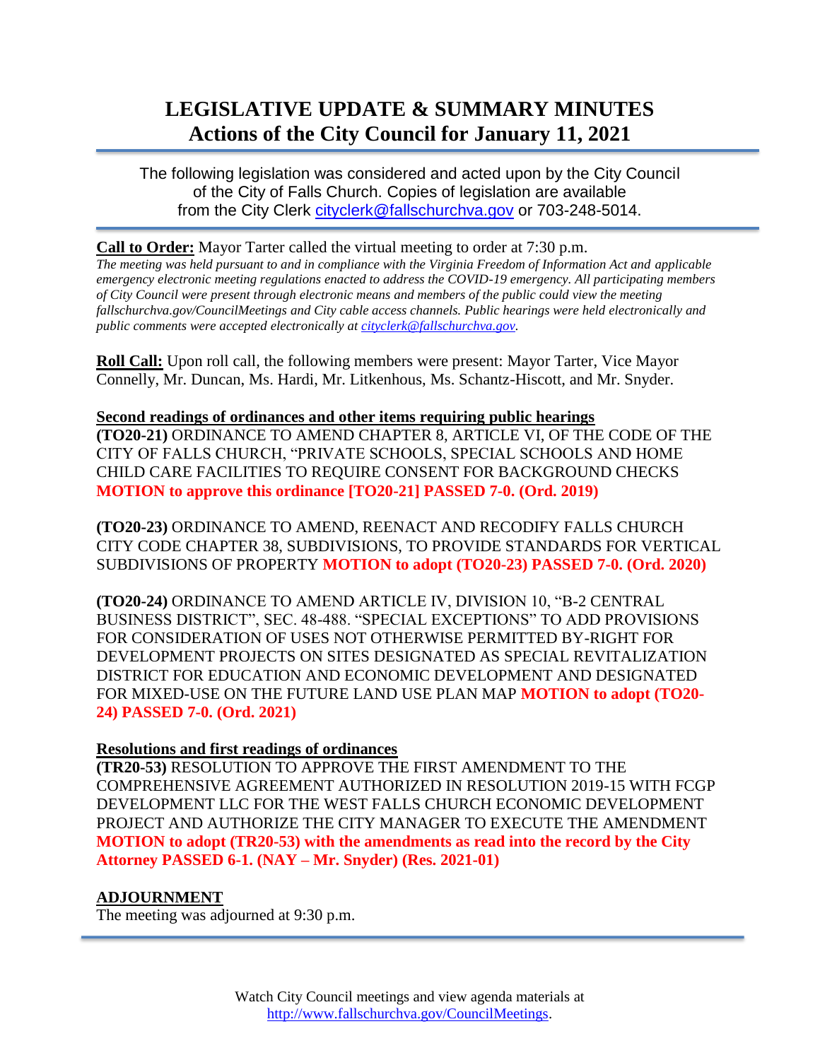# LEGISLATIVE UPDATE & SUMMARY MINUTES
## Actions of the City Council for January 11, 2021

The following legislation was considered and acted upon by the City Council of the City of Falls Church. Copies of legislation are available from the City Clerk cityclerk@fallschurchva.gov or 703-248-5014.

**Call to Order:** Mayor Tarter called the virtual meeting to order at 7:30 p.m.

*The meeting was held pursuant to and in compliance with the Virginia Freedom of Information Act and applicable emergency electronic meeting regulations enacted to address the COVID-19 emergency. All participating members of City Council were present through electronic means and members of the public could view the meeting fallschurchva.gov/CouncilMeetings and City cable access channels. Public hearings were held electronically and public comments were accepted electronically at cityclerk@fallschurchva.gov.*

**Roll Call:** Upon roll call, the following members were present: Mayor Tarter, Vice Mayor Connelly, Mr. Duncan, Ms. Hardi, Mr. Litkenhous, Ms. Schantz-Hiscott, and Mr. Snyder.

**Second readings of ordinances and other items requiring public hearings**

**(TO20-21)** ORDINANCE TO AMEND CHAPTER 8, ARTICLE VI, OF THE CODE OF THE CITY OF FALLS CHURCH, "PRIVATE SCHOOLS, SPECIAL SCHOOLS AND HOME CHILD CARE FACILITIES TO REQUIRE CONSENT FOR BACKGROUND CHECKS **MOTION to approve this ordinance [TO20-21] PASSED 7-0. (Ord. 2019)**

**(TO20-23)** ORDINANCE TO AMEND, REENACT AND RECODIFY FALLS CHURCH CITY CODE CHAPTER 38, SUBDIVISIONS, TO PROVIDE STANDARDS FOR VERTICAL SUBDIVISIONS OF PROPERTY **MOTION to adopt (TO20-23) PASSED 7-0. (Ord. 2020)**

**(TO20-24)** ORDINANCE TO AMEND ARTICLE IV, DIVISION 10, "B-2 CENTRAL BUSINESS DISTRICT", SEC. 48-488. "SPECIAL EXCEPTIONS" TO ADD PROVISIONS FOR CONSIDERATION OF USES NOT OTHERWISE PERMITTED BY-RIGHT FOR DEVELOPMENT PROJECTS ON SITES DESIGNATED AS SPECIAL REVITALIZATION DISTRICT FOR EDUCATION AND ECONOMIC DEVELOPMENT AND DESIGNATED FOR MIXED-USE ON THE FUTURE LAND USE PLAN MAP **MOTION to adopt (TO20-24) PASSED 7-0. (Ord. 2021)**

**Resolutions and first readings of ordinances**

**(TR20-53)** RESOLUTION TO APPROVE THE FIRST AMENDMENT TO THE COMPREHENSIVE AGREEMENT AUTHORIZED IN RESOLUTION 2019-15 WITH FCGP DEVELOPMENT LLC FOR THE WEST FALLS CHURCH ECONOMIC DEVELOPMENT PROJECT AND AUTHORIZE THE CITY MANAGER TO EXECUTE THE AMENDMENT **MOTION to adopt (TR20-53) with the amendments as read into the record by the City Attorney PASSED 6-1. (NAY – Mr. Snyder) (Res. 2021-01)**

**ADJOURNMENT**

The meeting was adjourned at 9:30 p.m.

Watch City Council meetings and view agenda materials at http://www.fallschurchva.gov/CouncilMeetings.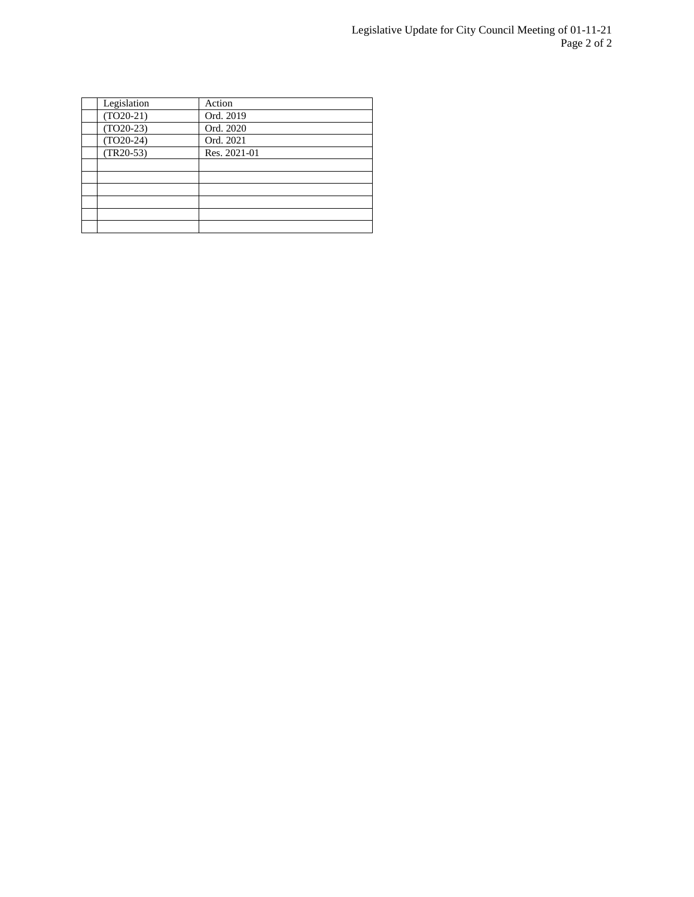| | Legislation | Action |
|---|---|---|
| | (TO20-21) | Ord. 2019 |
| | (TO20-23) | Ord. 2020 |
| | (TO20-24) | Ord. 2021 |
| | (TR20-53) | Res. 2021-01 |
| | | |
| | | |
| | | |
| | | |
| | | |
| | | |